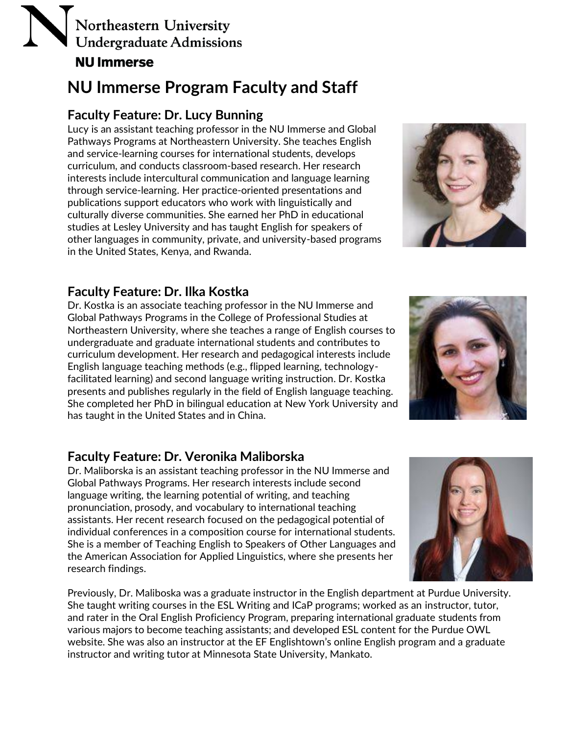Northeastern University
Undergraduate Admissions

**NU Immerse**

# NU Immerse Program Faculty and Staff

## Faculty Feature: Dr. Lucy Bunning

Lucy is an assistant teaching professor in the NU Immerse and Global Pathways Programs at Northeastern University. She teaches English and service-learning courses for international students, develops curriculum, and conducts classroom-based research. Her research interests include intercultural communication and language learning through service-learning. Her practice-oriented presentations and publications support educators who work with linguistically and culturally diverse communities. She earned her PhD in educational studies at Lesley University and has taught English for speakers of other languages in community, private, and university-based programs in the United States, Kenya, and Rwanda.

## Faculty Feature: Dr. Ilka Kostka

Dr. Kostka is an associate teaching professor in the NU Immerse and Global Pathways Programs in the College of Professional Studies at Northeastern University, where she teaches a range of English courses to undergraduate and graduate international students and contributes to curriculum development. Her research and pedagogical interests include English language teaching methods (e.g., flipped learning, technology-facilitated learning) and second language writing instruction. Dr. Kostka presents and publishes regularly in the field of English language teaching. She completed her PhD in bilingual education at New York University and has taught in the United States and in China.

## Faculty Feature: Dr. Veronika Maliborska

Dr. Maliborska is an assistant teaching professor in the NU Immerse and Global Pathways Programs. Her research interests include second language writing, the learning potential of writing, and teaching pronunciation, prosody, and vocabulary to international teaching assistants. Her recent research focused on the pedagogical potential of individual conferences in a composition course for international students. She is a member of Teaching English to Speakers of Other Languages and the American Association for Applied Linguistics, where she presents her research findings.

Previously, Dr. Maliboska was a graduate instructor in the English department at Purdue University. She taught writing courses in the ESL Writing and ICaP programs; worked as an instructor, tutor, and rater in the Oral English Proficiency Program, preparing international graduate students from various majors to become teaching assistants; and developed ESL content for the Purdue OWL website. She was also an instructor at the EF Englishtown's online English program and a graduate instructor and writing tutor at Minnesota State University, Mankato.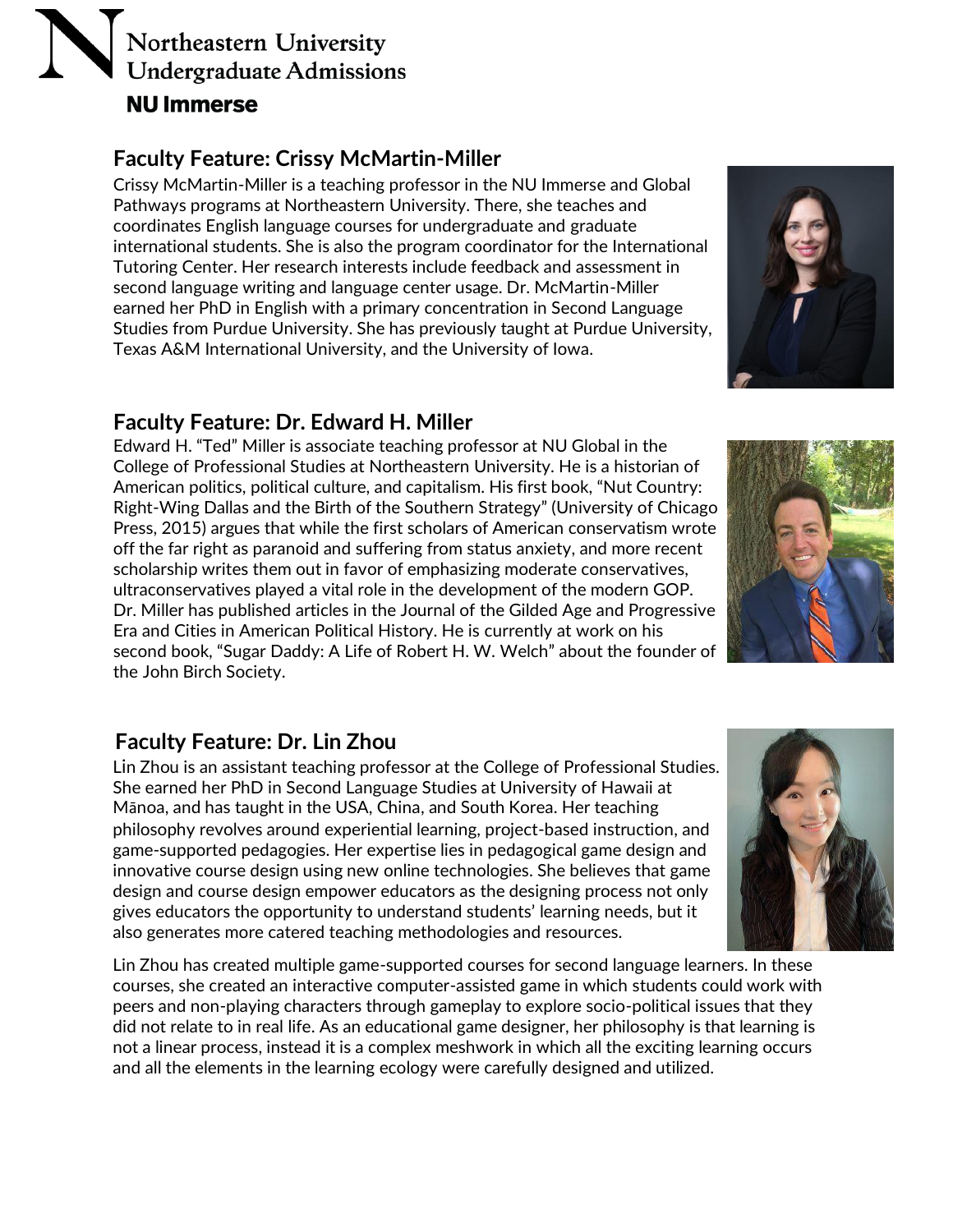Northeastern University
Undergraduate Admissions

**NU Immerse**

## Faculty Feature: Crissy McMartin-Miller

Crissy McMartin-Miller is a teaching professor in the NU Immerse and Global Pathways programs at Northeastern University. There, she teaches and coordinates English language courses for undergraduate and graduate international students. She is also the program coordinator for the International Tutoring Center. Her research interests include feedback and assessment in second language writing and language center usage. Dr. McMartin-Miller earned her PhD in English with a primary concentration in Second Language Studies from Purdue University. She has previously taught at Purdue University, Texas A&M International University, and the University of Iowa.

## Faculty Feature: Dr. Edward H. Miller

Edward H. "Ted" Miller is associate teaching professor at NU Global in the College of Professional Studies at Northeastern University. He is a historian of American politics, political culture, and capitalism. His first book, "Nut Country: Right-Wing Dallas and the Birth of the Southern Strategy" (University of Chicago Press, 2015) argues that while the first scholars of American conservatism wrote off the far right as paranoid and suffering from status anxiety, and more recent scholarship writes them out in favor of emphasizing moderate conservatives, ultraconservatives played a vital role in the development of the modern GOP. Dr. Miller has published articles in the Journal of the Gilded Age and Progressive Era and Cities in American Political History. He is currently at work on his second book, "Sugar Daddy: A Life of Robert H. W. Welch" about the founder of the John Birch Society.

## Faculty Feature: Dr. Lin Zhou

Lin Zhou is an assistant teaching professor at the College of Professional Studies. She earned her PhD in Second Language Studies at University of Hawaii at Mānoa, and has taught in the USA, China, and South Korea. Her teaching philosophy revolves around experiential learning, project-based instruction, and game-supported pedagogies. Her expertise lies in pedagogical game design and innovative course design using new online technologies. She believes that game design and course design empower educators as the designing process not only gives educators the opportunity to understand students' learning needs, but it also generates more catered teaching methodologies and resources.

Lin Zhou has created multiple game-supported courses for second language learners. In these courses, she created an interactive computer-assisted game in which students could work with peers and non-playing characters through gameplay to explore socio-political issues that they did not relate to in real life. As an educational game designer, her philosophy is that learning is not a linear process, instead it is a complex meshwork in which all the exciting learning occurs and all the elements in the learning ecology were carefully designed and utilized.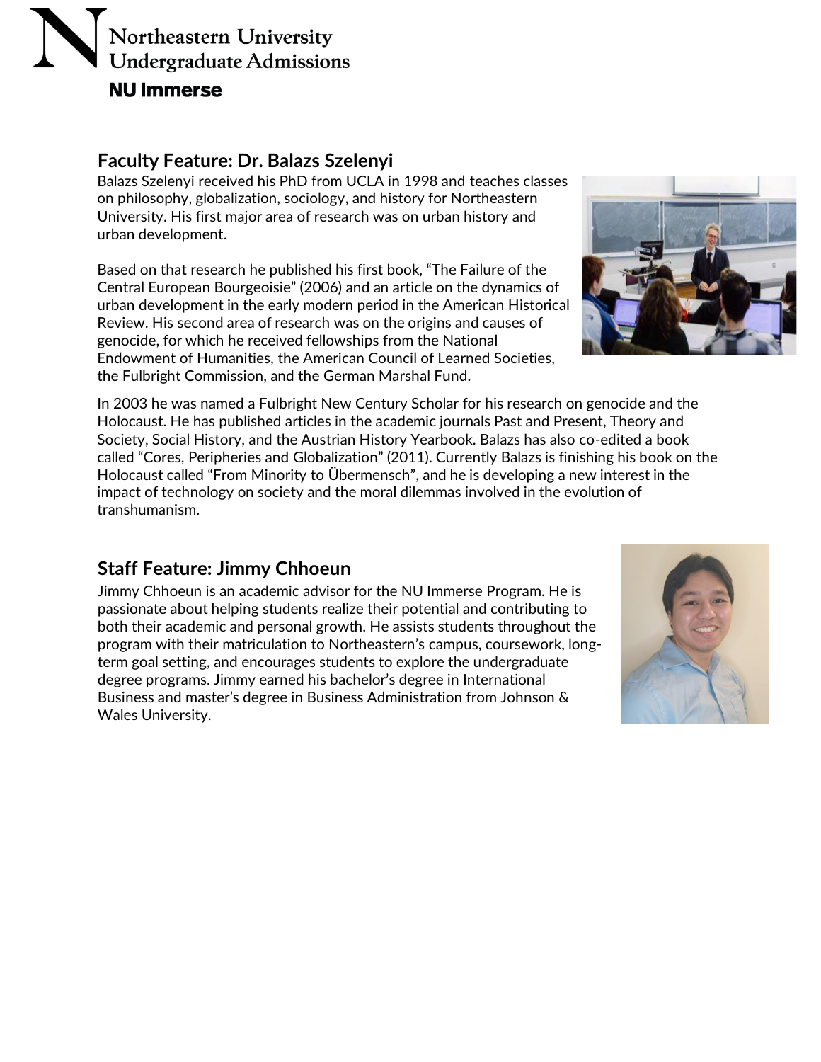Northeastern University
Undergraduate Admissions

**NU Immerse**

## Faculty Feature: Dr. Balazs Szelenyi

Balazs Szelenyi received his PhD from UCLA in 1998 and teaches classes on philosophy, globalization, sociology, and history for Northeastern University. His first major area of research was on urban history and urban development.

Based on that research he published his first book, "The Failure of the Central European Bourgeoisie" (2006) and an article on the dynamics of urban development in the early modern period in the American Historical Review. His second area of research was on the origins and causes of genocide, for which he received fellowships from the National Endowment of Humanities, the American Council of Learned Societies, the Fulbright Commission, and the German Marshal Fund.

In 2003 he was named a Fulbright New Century Scholar for his research on genocide and the Holocaust. He has published articles in the academic journals Past and Present, Theory and Society, Social History, and the Austrian History Yearbook. Balazs has also co-edited a book called "Cores, Peripheries and Globalization" (2011). Currently Balazs is finishing his book on the Holocaust called "From Minority to Übermensch", and he is developing a new interest in the impact of technology on society and the moral dilemmas involved in the evolution of transhumanism.

## Staff Feature: Jimmy Chhoeun

Jimmy Chhoeun is an academic advisor for the NU Immerse Program. He is passionate about helping students realize their potential and contributing to both their academic and personal growth. He assists students throughout the program with their matriculation to Northeastern's campus, coursework, long-term goal setting, and encourages students to explore the undergraduate degree programs. Jimmy earned his bachelor's degree in International Business and master's degree in Business Administration from Johnson & Wales University.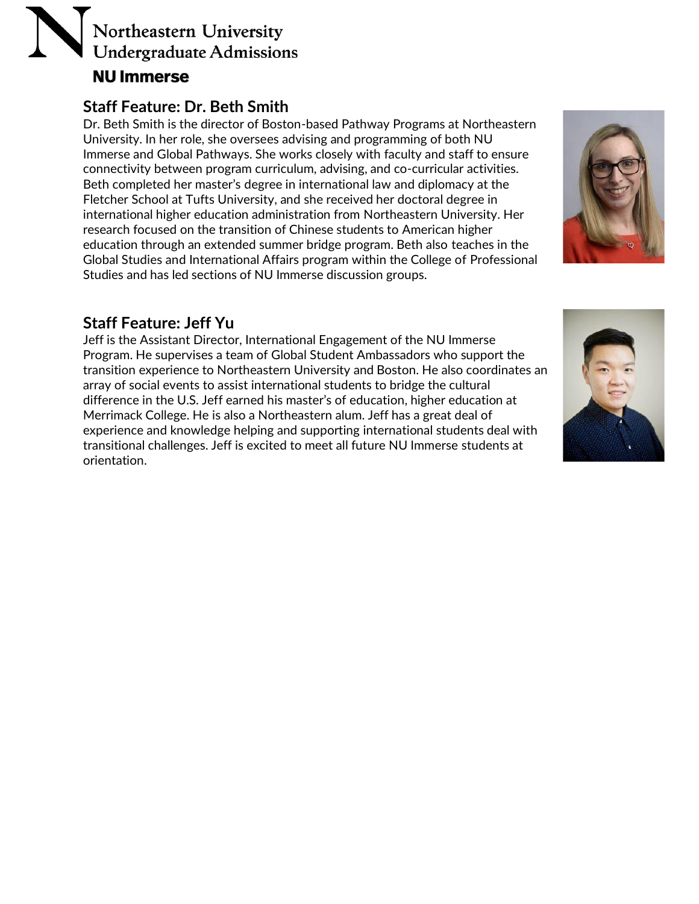# Northeastern University Undergraduate Admissions

## NU Immerse

### Staff Feature: Dr. Beth Smith

Dr. Beth Smith is the director of Boston-based Pathway Programs at Northeastern University. In her role, she oversees advising and programming of both NU Immerse and Global Pathways. She works closely with faculty and staff to ensure connectivity between program curriculum, advising, and co-curricular activities. Beth completed her master's degree in international law and diplomacy at the Fletcher School at Tufts University, and she received her doctoral degree in international higher education administration from Northeastern University. Her research focused on the transition of Chinese students to American higher education through an extended summer bridge program. Beth also teaches in the Global Studies and International Affairs program within the College of Professional Studies and has led sections of NU Immerse discussion groups.

### Staff Feature: Jeff Yu

Jeff is the Assistant Director, International Engagement of the NU Immerse Program. He supervises a team of Global Student Ambassadors who support the transition experience to Northeastern University and Boston. He also coordinates an array of social events to assist international students to bridge the cultural difference in the U.S. Jeff earned his master's of education, higher education at Merrimack College. He is also a Northeastern alum. Jeff has a great deal of experience and knowledge helping and supporting international students deal with transitional challenges. Jeff is excited to meet all future NU Immerse students at orientation.